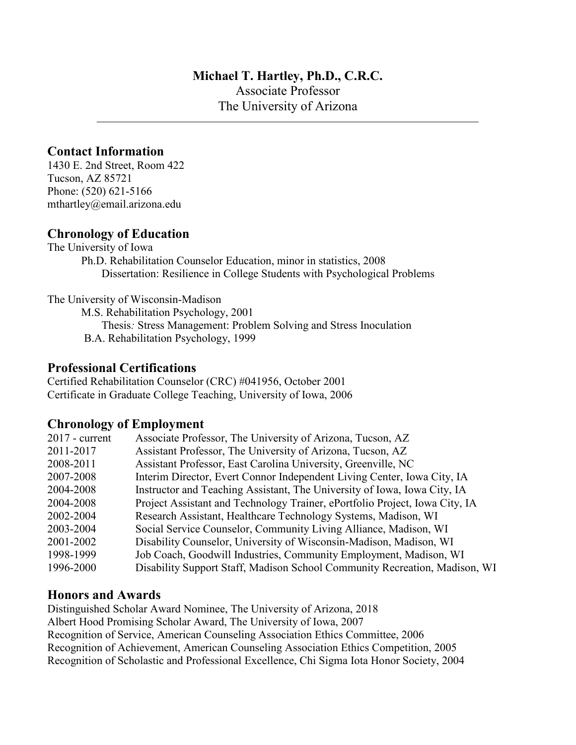# Michael T. Hartley, Ph.D., C.R.C.

Associate Professor
The University of Arizona

---

## Contact Information

1430 E. 2nd Street, Room 422
Tucson, AZ 85721
Phone: (520) 621-5166
mthartley@email.arizona.edu

## Chronology of Education

The University of Iowa

- Ph.D. Rehabilitation Counselor Education, minor in statistics, 2008
  - Dissertation: Resilience in College Students with Psychological Problems

The University of Wisconsin-Madison

- M.S. Rehabilitation Psychology, 2001
  - Thesis*:* Stress Management: Problem Solving and Stress Inoculation
- B.A. Rehabilitation Psychology, 1999

## Professional Certifications

Certified Rehabilitation Counselor (CRC) #041956, October 2001
Certificate in Graduate College Teaching, University of Iowa, 2006

## Chronology of Employment

| | |
|---|---|
| 2017 - current | Associate Professor, The University of Arizona, Tucson, AZ |
| 2011-2017 | Assistant Professor, The University of Arizona, Tucson, AZ |
| 2008-2011 | Assistant Professor, East Carolina University, Greenville, NC |
| 2007-2008 | Interim Director, Evert Connor Independent Living Center, Iowa City, IA |
| 2004-2008 | Instructor and Teaching Assistant, The University of Iowa, Iowa City, IA |
| 2004-2008 | Project Assistant and Technology Trainer, ePortfolio Project, Iowa City, IA |
| 2002-2004 | Research Assistant, Healthcare Technology Systems, Madison, WI |
| 2003-2004 | Social Service Counselor, Community Living Alliance, Madison, WI |
| 2001-2002 | Disability Counselor, University of Wisconsin-Madison, Madison, WI |
| 1998-1999 | Job Coach, Goodwill Industries, Community Employment, Madison, WI |
| 1996-2000 | Disability Support Staff, Madison School Community Recreation, Madison, WI |

## Honors and Awards

Distinguished Scholar Award Nominee, The University of Arizona, 2018
Albert Hood Promising Scholar Award, The University of Iowa, 2007
Recognition of Service, American Counseling Association Ethics Committee, 2006
Recognition of Achievement, American Counseling Association Ethics Competition, 2005
Recognition of Scholastic and Professional Excellence, Chi Sigma Iota Honor Society, 2004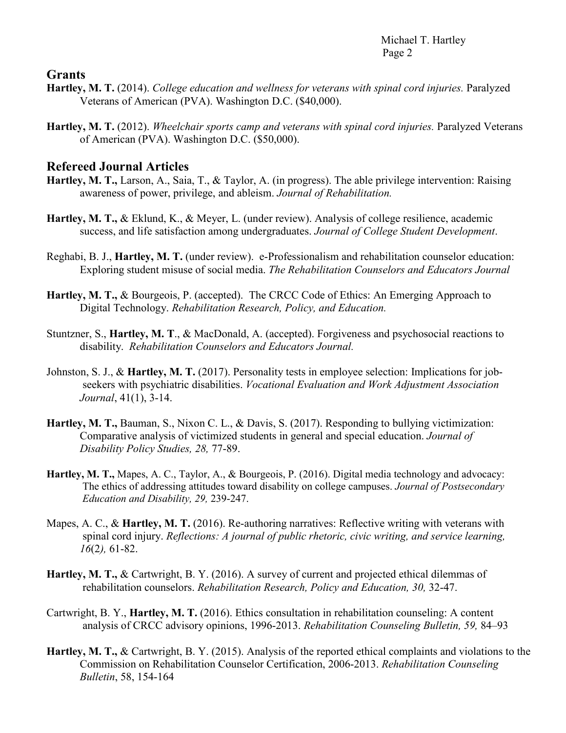## Grants

**Hartley, M. T.** (2014). *College education and wellness for veterans with spinal cord injuries.* Paralyzed Veterans of American (PVA). Washington D.C. ($40,000).

**Hartley, M. T.** (2012). *Wheelchair sports camp and veterans with spinal cord injuries.* Paralyzed Veterans of American (PVA). Washington D.C. ($50,000).

## Refereed Journal Articles

**Hartley, M. T.,** Larson, A., Saia, T., & Taylor, A. (in progress). The able privilege intervention: Raising awareness of power, privilege, and ableism. *Journal of Rehabilitation.*

**Hartley, M. T.,** & Eklund, K., & Meyer, L. (under review). Analysis of college resilience, academic success, and life satisfaction among undergraduates. *Journal of College Student Development*.

Reghabi, B. J., **Hartley, M. T.** (under review). e-Professionalism and rehabilitation counselor education: Exploring student misuse of social media. *The Rehabilitation Counselors and Educators Journal*

**Hartley, M. T.,** & Bourgeois, P. (accepted). The CRCC Code of Ethics: An Emerging Approach to Digital Technology. *Rehabilitation Research, Policy, and Education.*

Stuntzner, S., **Hartley, M. T**., & MacDonald, A. (accepted). Forgiveness and psychosocial reactions to disability. *Rehabilitation Counselors and Educators Journal.*

Johnston, S. J., & **Hartley, M. T.** (2017). Personality tests in employee selection: Implications for job-seekers with psychiatric disabilities. *Vocational Evaluation and Work Adjustment Association Journal*, 41(1), 3-14.

**Hartley, M. T.,** Bauman, S., Nixon C. L., & Davis, S. (2017). Responding to bullying victimization: Comparative analysis of victimized students in general and special education. *Journal of Disability Policy Studies, 28,* 77-89.

**Hartley, M. T.,** Mapes, A. C., Taylor, A., & Bourgeois, P. (2016). Digital media technology and advocacy: The ethics of addressing attitudes toward disability on college campuses. *Journal of Postsecondary Education and Disability, 29,* 239-247.

Mapes, A. C., & **Hartley, M. T.** (2016). Re-authoring narratives: Reflective writing with veterans with spinal cord injury. *Reflections: A journal of public rhetoric, civic writing, and service learning, 16*(2*),* 61-82.

**Hartley, M. T.,** & Cartwright, B. Y. (2016). A survey of current and projected ethical dilemmas of rehabilitation counselors. *Rehabilitation Research, Policy and Education, 30,* 32-47.

Cartwright, B. Y., **Hartley, M. T.** (2016). Ethics consultation in rehabilitation counseling: A content analysis of CRCC advisory opinions, 1996-2013. *Rehabilitation Counseling Bulletin, 59,* 84–93

**Hartley, M. T.,** & Cartwright, B. Y. (2015). Analysis of the reported ethical complaints and violations to the Commission on Rehabilitation Counselor Certification, 2006-2013. *Rehabilitation Counseling Bulletin*, 58, 154-164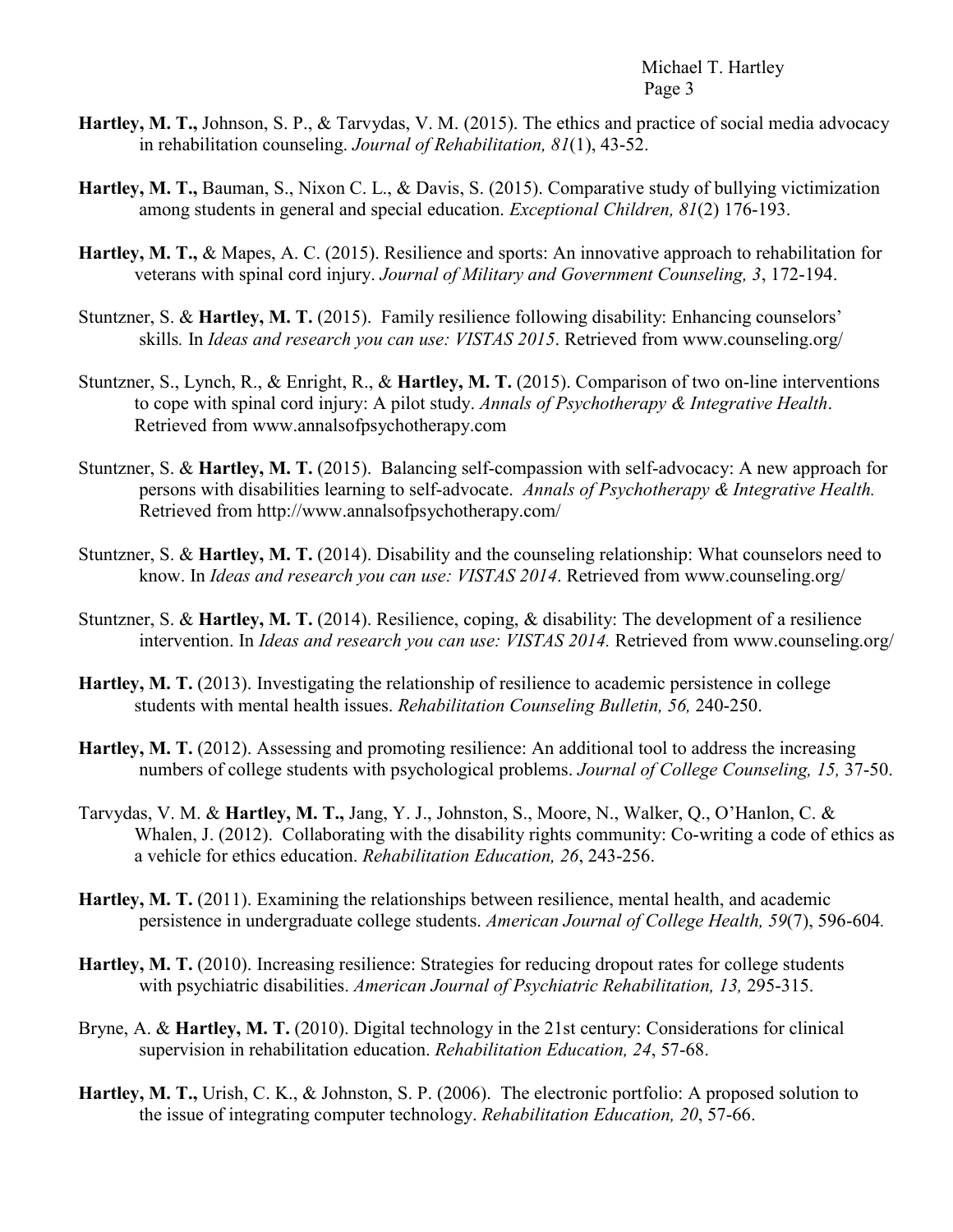**Hartley, M. T.,** Johnson, S. P., & Tarvydas, V. M. (2015). The ethics and practice of social media advocacy in rehabilitation counseling. *Journal of Rehabilitation, 81*(1), 43-52.

**Hartley, M. T.,** Bauman, S., Nixon C. L., & Davis, S. (2015). Comparative study of bullying victimization among students in general and special education. *Exceptional Children, 81*(2) 176-193.

**Hartley, M. T.,** & Mapes, A. C. (2015). Resilience and sports: An innovative approach to rehabilitation for veterans with spinal cord injury. *Journal of Military and Government Counseling, 3*, 172-194.

Stuntzner, S. & **Hartley, M. T.** (2015). Family resilience following disability: Enhancing counselors' skills. In *Ideas and research you can use: VISTAS 2015*. Retrieved from www.counseling.org/

Stuntzner, S., Lynch, R., & Enright, R., & **Hartley, M. T.** (2015). Comparison of two on-line interventions to cope with spinal cord injury: A pilot study. *Annals of Psychotherapy & Integrative Health*. Retrieved from www.annalsofpsychotherapy.com

Stuntzner, S. & **Hartley, M. T.** (2015). Balancing self-compassion with self-advocacy: A new approach for persons with disabilities learning to self-advocate. *Annals of Psychotherapy & Integrative Health.* Retrieved from http://www.annalsofpsychotherapy.com/

Stuntzner, S. & **Hartley, M. T.** (2014). Disability and the counseling relationship: What counselors need to know. In *Ideas and research you can use: VISTAS 2014*. Retrieved from www.counseling.org/

Stuntzner, S. & **Hartley, M. T.** (2014). Resilience, coping, & disability: The development of a resilience intervention. In *Ideas and research you can use: VISTAS 2014.* Retrieved from www.counseling.org/

**Hartley, M. T.** (2013). Investigating the relationship of resilience to academic persistence in college students with mental health issues. *Rehabilitation Counseling Bulletin, 56,* 240-250.

**Hartley, M. T.** (2012). Assessing and promoting resilience: An additional tool to address the increasing numbers of college students with psychological problems. *Journal of College Counseling, 15,* 37-50.

Tarvydas, V. M. & **Hartley, M. T.,** Jang, Y. J., Johnston, S., Moore, N., Walker, Q., O'Hanlon, C. & Whalen, J. (2012). Collaborating with the disability rights community: Co-writing a code of ethics as a vehicle for ethics education. *Rehabilitation Education, 26*, 243-256.

**Hartley, M. T.** (2011). Examining the relationships between resilience, mental health, and academic persistence in undergraduate college students. *American Journal of College Health, 59*(7), 596-604*.*

**Hartley, M. T.** (2010). Increasing resilience: Strategies for reducing dropout rates for college students with psychiatric disabilities. *American Journal of Psychiatric Rehabilitation, 13,* 295-315.

Bryne, A. & **Hartley, M. T.** (2010). Digital technology in the 21st century: Considerations for clinical supervision in rehabilitation education. *Rehabilitation Education, 24*, 57-68.

**Hartley, M. T.,** Urish, C. K., & Johnston, S. P. (2006). The electronic portfolio: A proposed solution to the issue of integrating computer technology. *Rehabilitation Education, 20*, 57-66.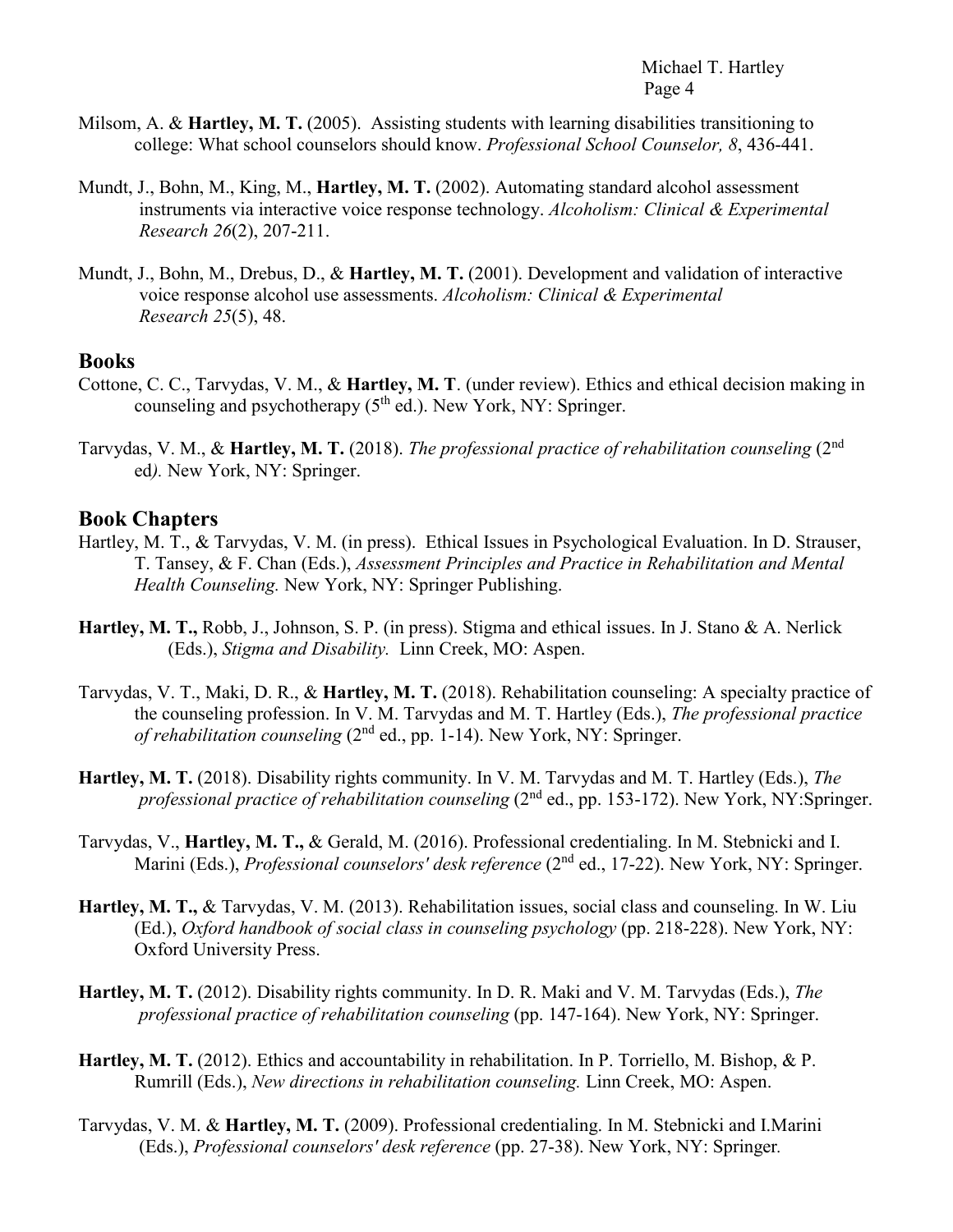Milsom, A. & **Hartley, M. T.** (2005). Assisting students with learning disabilities transitioning to college: What school counselors should know. *Professional School Counselor, 8*, 436-441.

Mundt, J., Bohn, M., King, M., **Hartley, M. T.** (2002). Automating standard alcohol assessment instruments via interactive voice response technology. *Alcoholism: Clinical & Experimental Research 26*(2), 207-211.

Mundt, J., Bohn, M., Drebus, D., & **Hartley, M. T.** (2001). Development and validation of interactive voice response alcohol use assessments. *Alcoholism: Clinical & Experimental Research 25*(5), 48.

## Books

Cottone, C. C., Tarvydas, V. M., & **Hartley, M. T**. (under review). Ethics and ethical decision making in counseling and psychotherapy (5th ed.). New York, NY: Springer.

Tarvydas, V. M., & **Hartley, M. T.** (2018). *The professional practice of rehabilitation counseling* (2nd ed*).* New York, NY: Springer.

## Book Chapters

Hartley, M. T., & Tarvydas, V. M. (in press). Ethical Issues in Psychological Evaluation. In D. Strauser, T. Tansey, & F. Chan (Eds.), *Assessment Principles and Practice in Rehabilitation and Mental Health Counseling.* New York, NY: Springer Publishing.

**Hartley, M. T.,** Robb, J., Johnson, S. P. (in press). Stigma and ethical issues. In J. Stano & A. Nerlick (Eds.), *Stigma and Disability.* Linn Creek, MO: Aspen.

Tarvydas, V. T., Maki, D. R., & **Hartley, M. T.** (2018). Rehabilitation counseling: A specialty practice of the counseling profession. In V. M. Tarvydas and M. T. Hartley (Eds.), *The professional practice of rehabilitation counseling* (2nd ed., pp. 1-14). New York, NY: Springer.

**Hartley, M. T.** (2018). Disability rights community. In V. M. Tarvydas and M. T. Hartley (Eds.), *The professional practice of rehabilitation counseling* (2nd ed., pp. 153-172). New York, NY:Springer.

Tarvydas, V., **Hartley, M. T.,** & Gerald, M. (2016). Professional credentialing. In M. Stebnicki and I. Marini (Eds.), *Professional counselors' desk reference* (2nd ed., 17-22). New York, NY: Springer.

**Hartley, M. T.,** & Tarvydas, V. M. (2013). Rehabilitation issues, social class and counseling. In W. Liu (Ed.), *Oxford handbook of social class in counseling psychology* (pp. 218-228). New York, NY: Oxford University Press.

**Hartley, M. T.** (2012). Disability rights community. In D. R. Maki and V. M. Tarvydas (Eds.), *The professional practice of rehabilitation counseling* (pp. 147-164). New York, NY: Springer.

**Hartley, M. T.** (2012). Ethics and accountability in rehabilitation. In P. Torriello, M. Bishop, & P. Rumrill (Eds.), *New directions in rehabilitation counseling.* Linn Creek, MO: Aspen.

Tarvydas, V. M. & **Hartley, M. T.** (2009). Professional credentialing. In M. Stebnicki and I.Marini (Eds.), *Professional counselors' desk reference* (pp. 27-38). New York, NY: Springer*.*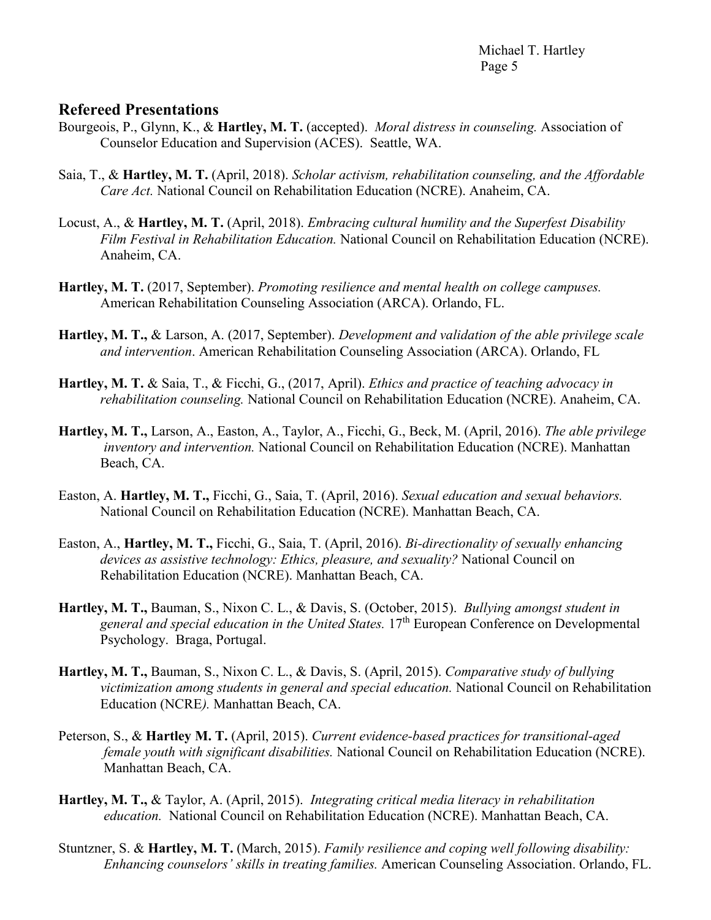## Refereed Presentations

Bourgeois, P., Glynn, K., & **Hartley, M. T.** (accepted). *Moral distress in counseling.* Association of Counselor Education and Supervision (ACES). Seattle, WA.

Saia, T., & **Hartley, M. T.** (April, 2018). *Scholar activism, rehabilitation counseling, and the Affordable Care Act.* National Council on Rehabilitation Education (NCRE). Anaheim, CA.

Locust, A., & **Hartley, M. T.** (April, 2018). *Embracing cultural humility and the Superfest Disability Film Festival in Rehabilitation Education.* National Council on Rehabilitation Education (NCRE). Anaheim, CA.

**Hartley, M. T.** (2017, September). *Promoting resilience and mental health on college campuses.* American Rehabilitation Counseling Association (ARCA). Orlando, FL.

**Hartley, M. T.,** & Larson, A. (2017, September). *Development and validation of the able privilege scale and intervention*. American Rehabilitation Counseling Association (ARCA). Orlando, FL

**Hartley, M. T.** & Saia, T., & Ficchi, G., (2017, April). *Ethics and practice of teaching advocacy in rehabilitation counseling.* National Council on Rehabilitation Education (NCRE). Anaheim, CA.

**Hartley, M. T.,** Larson, A., Easton, A., Taylor, A., Ficchi, G., Beck, M. (April, 2016). *The able privilege inventory and intervention.* National Council on Rehabilitation Education (NCRE). Manhattan Beach, CA.

Easton, A. **Hartley, M. T.,** Ficchi, G., Saia, T. (April, 2016). *Sexual education and sexual behaviors.* National Council on Rehabilitation Education (NCRE). Manhattan Beach, CA.

Easton, A., **Hartley, M. T.,** Ficchi, G., Saia, T. (April, 2016). *Bi-directionality of sexually enhancing devices as assistive technology: Ethics, pleasure, and sexuality?* National Council on Rehabilitation Education (NCRE). Manhattan Beach, CA.

**Hartley, M. T.,** Bauman, S., Nixon C. L., & Davis, S. (October, 2015). *Bullying amongst student in general and special education in the United States.* 17th European Conference on Developmental Psychology. Braga, Portugal.

**Hartley, M. T.,** Bauman, S., Nixon C. L., & Davis, S. (April, 2015). *Comparative study of bullying victimization among students in general and special education.* National Council on Rehabilitation Education (NCRE). Manhattan Beach, CA.

Peterson, S., & **Hartley M. T.** (April, 2015). *Current evidence-based practices for transitional-aged female youth with significant disabilities.* National Council on Rehabilitation Education (NCRE). Manhattan Beach, CA.

**Hartley, M. T.,** & Taylor, A. (April, 2015). *Integrating critical media literacy in rehabilitation education.* National Council on Rehabilitation Education (NCRE). Manhattan Beach, CA.

Stuntzner, S. & **Hartley, M. T.** (March, 2015). *Family resilience and coping well following disability: Enhancing counselors' skills in treating families.* American Counseling Association. Orlando, FL.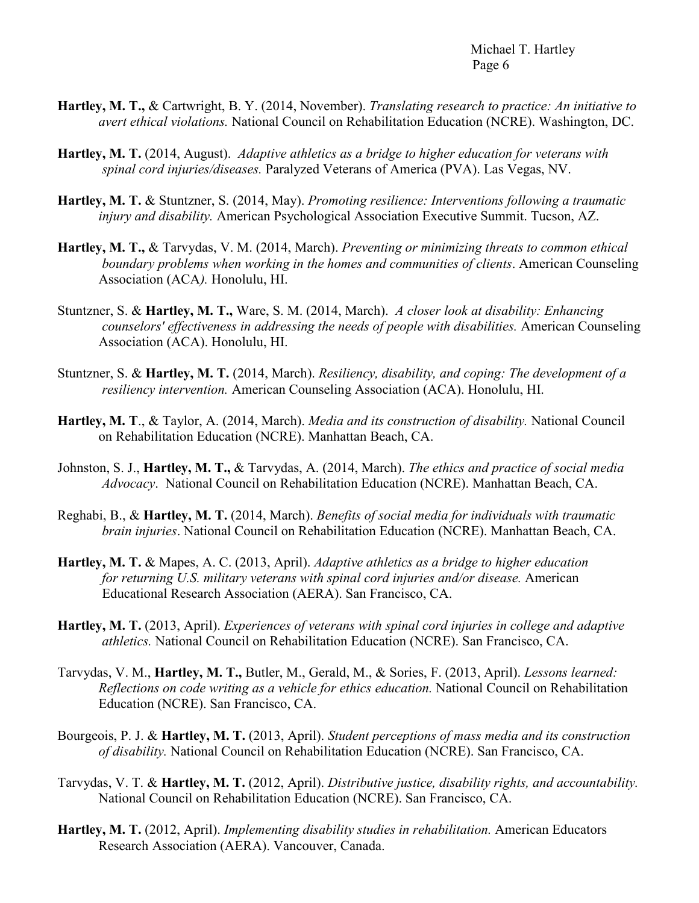**Hartley, M. T.,** & Cartwright, B. Y. (2014, November). *Translating research to practice: An initiative to avert ethical violations.* National Council on Rehabilitation Education (NCRE). Washington, DC.

**Hartley, M. T.** (2014, August). *Adaptive athletics as a bridge to higher education for veterans with spinal cord injuries/diseases.* Paralyzed Veterans of America (PVA). Las Vegas, NV.

**Hartley, M. T.** & Stuntzner, S. (2014, May). *Promoting resilience: Interventions following a traumatic injury and disability.* American Psychological Association Executive Summit. Tucson, AZ.

**Hartley, M. T.,** & Tarvydas, V. M. (2014, March). *Preventing or minimizing threats to common ethical boundary problems when working in the homes and communities of clients*. American Counseling Association (ACA*).* Honolulu, HI.

Stuntzner, S. & **Hartley, M. T.,** Ware, S. M. (2014, March). *A closer look at disability: Enhancing counselors' effectiveness in addressing the needs of people with disabilities.* American Counseling Association (ACA). Honolulu, HI.

Stuntzner, S. & **Hartley, M. T.** (2014, March). *Resiliency, disability, and coping: The development of a resiliency intervention.* American Counseling Association (ACA). Honolulu, HI.

**Hartley, M. T**., & Taylor, A. (2014, March). *Media and its construction of disability.* National Council on Rehabilitation Education (NCRE). Manhattan Beach, CA.

Johnston, S. J., **Hartley, M. T.,** & Tarvydas, A. (2014, March). *The ethics and practice of social media Advocacy*. National Council on Rehabilitation Education (NCRE). Manhattan Beach, CA.

Reghabi, B., & **Hartley, M. T.** (2014, March). *Benefits of social media for individuals with traumatic brain injuries*. National Council on Rehabilitation Education (NCRE). Manhattan Beach, CA.

**Hartley, M. T.** & Mapes, A. C. (2013, April). *Adaptive athletics as a bridge to higher education for returning U.S. military veterans with spinal cord injuries and/or disease.* American Educational Research Association (AERA). San Francisco, CA.

**Hartley, M. T.** (2013, April). *Experiences of veterans with spinal cord injuries in college and adaptive athletics.* National Council on Rehabilitation Education (NCRE). San Francisco, CA.

Tarvydas, V. M., **Hartley, M. T.,** Butler, M., Gerald, M., & Sories, F. (2013, April). *Lessons learned: Reflections on code writing as a vehicle for ethics education.* National Council on Rehabilitation Education (NCRE). San Francisco, CA.

Bourgeois, P. J. & **Hartley, M. T.** (2013, April). *Student perceptions of mass media and its construction of disability.* National Council on Rehabilitation Education (NCRE). San Francisco, CA.

Tarvydas, V. T. & **Hartley, M. T.** (2012, April). *Distributive justice, disability rights, and accountability.* National Council on Rehabilitation Education (NCRE). San Francisco, CA.

**Hartley, M. T.** (2012, April). *Implementing disability studies in rehabilitation.* American Educators Research Association (AERA). Vancouver, Canada.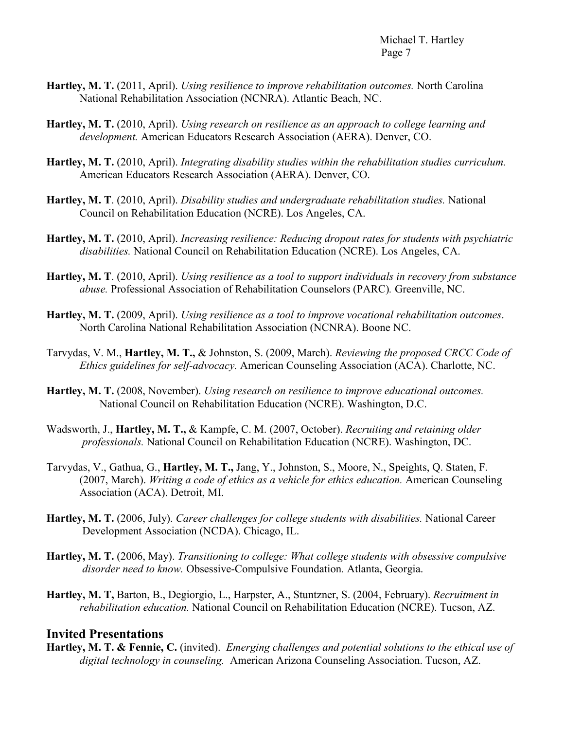**Hartley, M. T.** (2011, April). *Using resilience to improve rehabilitation outcomes.* North Carolina National Rehabilitation Association (NCNRA). Atlantic Beach, NC.

**Hartley, M. T.** (2010, April). *Using research on resilience as an approach to college learning and development.* American Educators Research Association (AERA). Denver, CO.

**Hartley, M. T.** (2010, April). *Integrating disability studies within the rehabilitation studies curriculum.* American Educators Research Association (AERA). Denver, CO.

**Hartley, M. T**. (2010, April). *Disability studies and undergraduate rehabilitation studies.* National Council on Rehabilitation Education (NCRE). Los Angeles, CA.

**Hartley, M. T.** (2010, April). *Increasing resilience: Reducing dropout rates for students with psychiatric disabilities.* National Council on Rehabilitation Education (NCRE). Los Angeles, CA.

**Hartley, M. T**. (2010, April). *Using resilience as a tool to support individuals in recovery from substance abuse.* Professional Association of Rehabilitation Counselors (PARC)*.* Greenville, NC.

**Hartley, M. T.** (2009, April). *Using resilience as a tool to improve vocational rehabilitation outcomes*. North Carolina National Rehabilitation Association (NCNRA). Boone NC.

Tarvydas, V. M., **Hartley, M. T.,** & Johnston, S. (2009, March). *Reviewing the proposed CRCC Code of Ethics guidelines for self-advocacy.* American Counseling Association (ACA). Charlotte, NC.

**Hartley, M. T.** (2008, November). *Using research on resilience to improve educational outcomes.* National Council on Rehabilitation Education (NCRE). Washington, D.C.

Wadsworth, J., **Hartley, M. T.,** & Kampfe, C. M. (2007, October). *Recruiting and retaining older professionals.* National Council on Rehabilitation Education (NCRE). Washington, DC.

Tarvydas, V., Gathua, G., **Hartley, M. T.,** Jang, Y., Johnston, S., Moore, N., Speights, Q. Staten, F. (2007, March). *Writing a code of ethics as a vehicle for ethics education.* American Counseling Association (ACA). Detroit, MI.

**Hartley, M. T.** (2006, July). *Career challenges for college students with disabilities.* National Career Development Association (NCDA). Chicago, IL.

**Hartley, M. T.** (2006, May). *Transitioning to college: What college students with obsessive compulsive disorder need to know.* Obsessive-Compulsive Foundation*.* Atlanta, Georgia.

**Hartley, M. T,** Barton, B., Degiorgio, L., Harpster, A., Stuntzner, S. (2004, February). *Recruitment in rehabilitation education.* National Council on Rehabilitation Education (NCRE). Tucson, AZ.

## Invited Presentations

**Hartley, M. T. & Fennie, C.** (invited). *Emerging challenges and potential solutions to the ethical use of digital technology in counseling.* American Arizona Counseling Association. Tucson, AZ.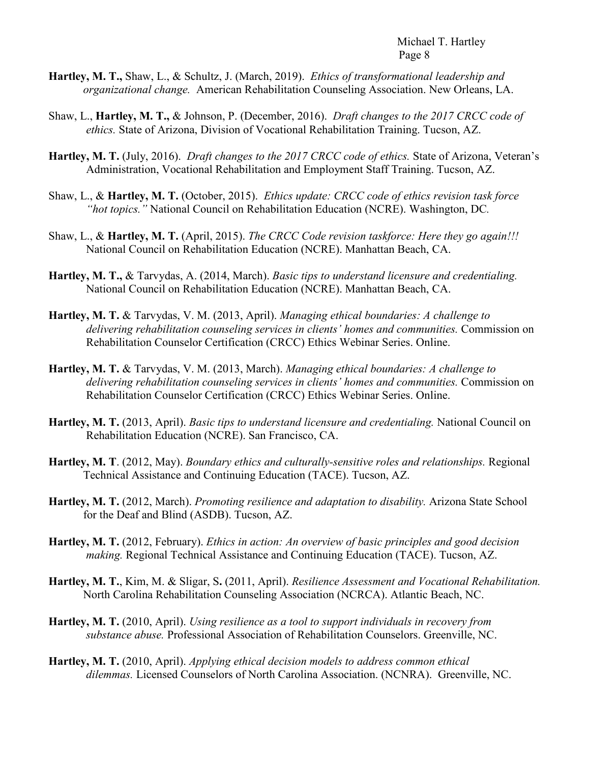**Hartley, M. T.,** Shaw, L., & Schultz, J. (March, 2019). *Ethics of transformational leadership and organizational change.* American Rehabilitation Counseling Association. New Orleans, LA.

Shaw, L., **Hartley, M. T.,** & Johnson, P. (December, 2016). *Draft changes to the 2017 CRCC code of ethics.* State of Arizona, Division of Vocational Rehabilitation Training. Tucson, AZ.

**Hartley, M. T.** (July, 2016). *Draft changes to the 2017 CRCC code of ethics.* State of Arizona, Veteran's Administration, Vocational Rehabilitation and Employment Staff Training. Tucson, AZ.

Shaw, L., & **Hartley, M. T.** (October, 2015). *Ethics update: CRCC code of ethics revision task force "hot topics."* National Council on Rehabilitation Education (NCRE). Washington, DC.

Shaw, L., & **Hartley, M. T.** (April, 2015). *The CRCC Code revision taskforce: Here they go again!!!* National Council on Rehabilitation Education (NCRE). Manhattan Beach, CA.

**Hartley, M. T.,** & Tarvydas, A. (2014, March). *Basic tips to understand licensure and credentialing.* National Council on Rehabilitation Education (NCRE). Manhattan Beach, CA.

**Hartley, M. T.** & Tarvydas, V. M. (2013, April). *Managing ethical boundaries: A challenge to delivering rehabilitation counseling services in clients' homes and communities.* Commission on Rehabilitation Counselor Certification (CRCC) Ethics Webinar Series. Online.

**Hartley, M. T.** & Tarvydas, V. M. (2013, March). *Managing ethical boundaries: A challenge to delivering rehabilitation counseling services in clients' homes and communities.* Commission on Rehabilitation Counselor Certification (CRCC) Ethics Webinar Series. Online.

**Hartley, M. T.** (2013, April). *Basic tips to understand licensure and credentialing.* National Council on Rehabilitation Education (NCRE). San Francisco, CA.

**Hartley, M. T**. (2012, May). *Boundary ethics and culturally-sensitive roles and relationships.* Regional Technical Assistance and Continuing Education (TACE). Tucson, AZ.

**Hartley, M. T.** (2012, March). *Promoting resilience and adaptation to disability.* Arizona State School for the Deaf and Blind (ASDB). Tucson, AZ.

**Hartley, M. T.** (2012, February). *Ethics in action: An overview of basic principles and good decision making.* Regional Technical Assistance and Continuing Education (TACE). Tucson, AZ.

**Hartley, M. T.**, Kim, M. & Sligar, S**.** (2011, April). *Resilience Assessment and Vocational Rehabilitation.* North Carolina Rehabilitation Counseling Association (NCRCA). Atlantic Beach, NC.

**Hartley, M. T.** (2010, April). *Using resilience as a tool to support individuals in recovery from substance abuse.* Professional Association of Rehabilitation Counselors. Greenville, NC.

**Hartley, M. T.** (2010, April). *Applying ethical decision models to address common ethical dilemmas.* Licensed Counselors of North Carolina Association. (NCNRA). Greenville, NC.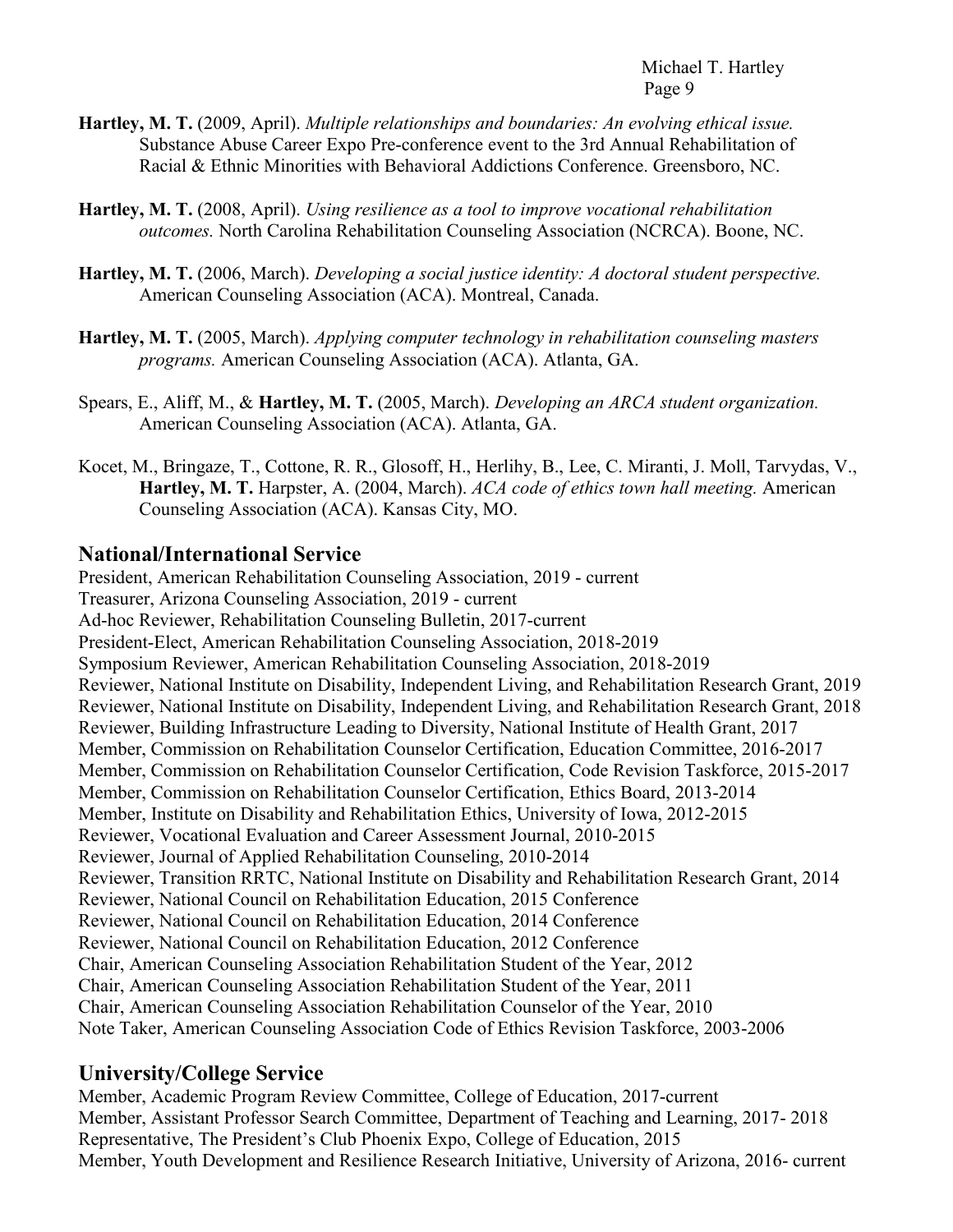**Hartley, M. T.** (2009, April). *Multiple relationships and boundaries: An evolving ethical issue.* Substance Abuse Career Expo Pre-conference event to the 3rd Annual Rehabilitation of Racial & Ethnic Minorities with Behavioral Addictions Conference. Greensboro, NC.

**Hartley, M. T.** (2008, April). *Using resilience as a tool to improve vocational rehabilitation outcomes.* North Carolina Rehabilitation Counseling Association (NCRCA). Boone, NC.

**Hartley, M. T.** (2006, March). *Developing a social justice identity: A doctoral student perspective.* American Counseling Association (ACA). Montreal, Canada.

**Hartley, M. T.** (2005, March). *Applying computer technology in rehabilitation counseling masters programs.* American Counseling Association (ACA). Atlanta, GA.

Spears, E., Aliff, M., & **Hartley, M. T.** (2005, March). *Developing an ARCA student organization.* American Counseling Association (ACA). Atlanta, GA.

Kocet, M., Bringaze, T., Cottone, R. R., Glosoff, H., Herlihy, B., Lee, C. Miranti, J. Moll, Tarvydas, V., **Hartley, M. T.** Harpster, A. (2004, March). *ACA code of ethics town hall meeting.* American Counseling Association (ACA). Kansas City, MO.

## National/International Service

President, American Rehabilitation Counseling Association, 2019 - current
Treasurer, Arizona Counseling Association, 2019 - current
Ad-hoc Reviewer, Rehabilitation Counseling Bulletin, 2017-current
President-Elect, American Rehabilitation Counseling Association, 2018-2019
Symposium Reviewer, American Rehabilitation Counseling Association, 2018-2019
Reviewer, National Institute on Disability, Independent Living, and Rehabilitation Research Grant, 2019
Reviewer, National Institute on Disability, Independent Living, and Rehabilitation Research Grant, 2018
Reviewer, Building Infrastructure Leading to Diversity, National Institute of Health Grant, 2017
Member, Commission on Rehabilitation Counselor Certification, Education Committee, 2016-2017
Member, Commission on Rehabilitation Counselor Certification, Code Revision Taskforce, 2015-2017
Member, Commission on Rehabilitation Counselor Certification, Ethics Board, 2013-2014
Member, Institute on Disability and Rehabilitation Ethics, University of Iowa, 2012-2015
Reviewer, Vocational Evaluation and Career Assessment Journal, 2010-2015
Reviewer, Journal of Applied Rehabilitation Counseling, 2010-2014
Reviewer, Transition RRTC, National Institute on Disability and Rehabilitation Research Grant, 2014
Reviewer, National Council on Rehabilitation Education, 2015 Conference
Reviewer, National Council on Rehabilitation Education, 2014 Conference
Reviewer, National Council on Rehabilitation Education, 2012 Conference
Chair, American Counseling Association Rehabilitation Student of the Year, 2012
Chair, American Counseling Association Rehabilitation Student of the Year, 2011
Chair, American Counseling Association Rehabilitation Counselor of the Year, 2010
Note Taker, American Counseling Association Code of Ethics Revision Taskforce, 2003-2006

## University/College Service

Member, Academic Program Review Committee, College of Education, 2017-current
Member, Assistant Professor Search Committee, Department of Teaching and Learning, 2017- 2018
Representative, The President's Club Phoenix Expo, College of Education, 2015
Member, Youth Development and Resilience Research Initiative, University of Arizona, 2016- current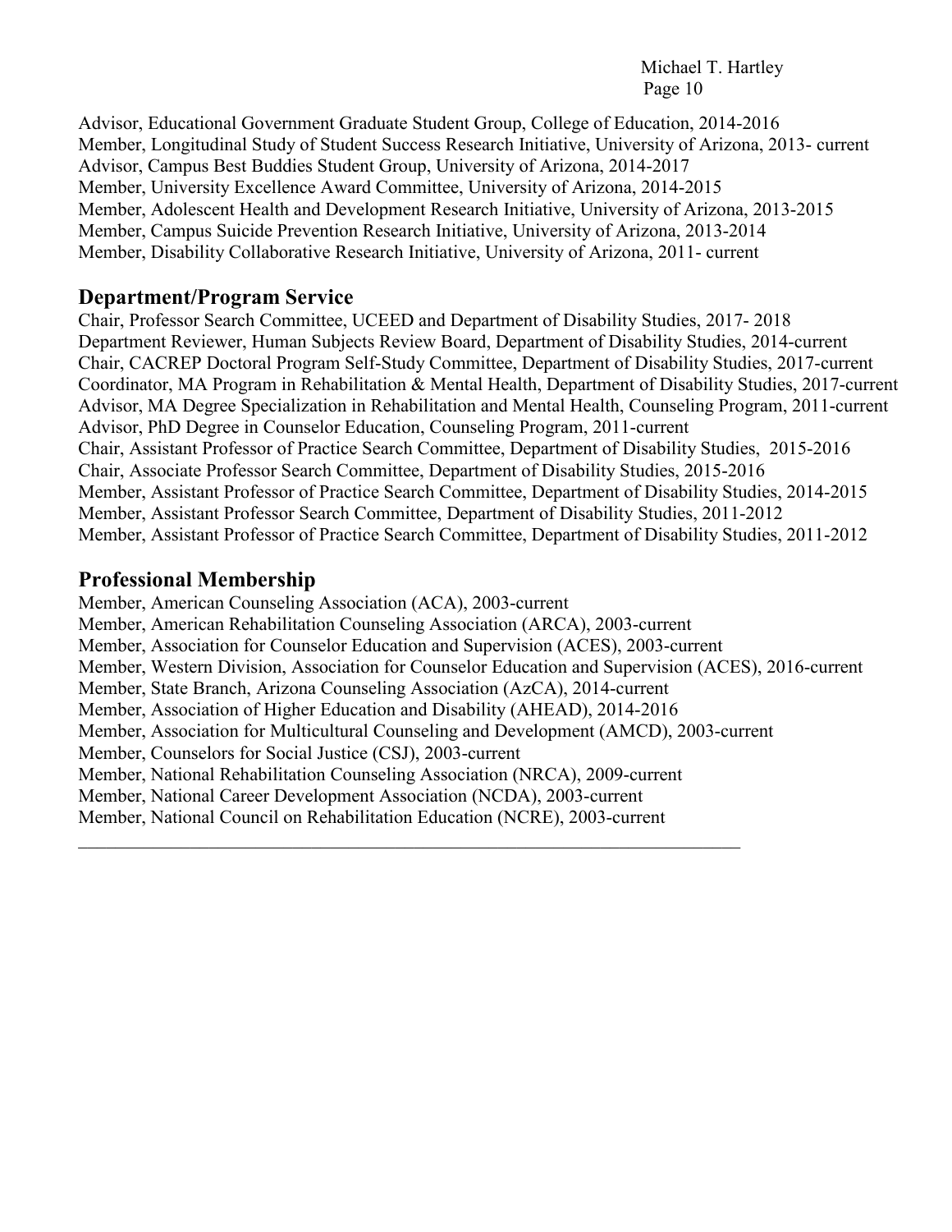Advisor, Educational Government Graduate Student Group, College of Education, 2014-2016
Member, Longitudinal Study of Student Success Research Initiative, University of Arizona, 2013- current
Advisor, Campus Best Buddies Student Group, University of Arizona, 2014-2017
Member, University Excellence Award Committee, University of Arizona, 2014-2015
Member, Adolescent Health and Development Research Initiative, University of Arizona, 2013-2015
Member, Campus Suicide Prevention Research Initiative, University of Arizona, 2013-2014
Member, Disability Collaborative Research Initiative, University of Arizona, 2011- current

## Department/Program Service

Chair, Professor Search Committee, UCEED and Department of Disability Studies, 2017- 2018
Department Reviewer, Human Subjects Review Board, Department of Disability Studies, 2014-current
Chair, CACREP Doctoral Program Self-Study Committee, Department of Disability Studies, 2017-current
Coordinator, MA Program in Rehabilitation & Mental Health, Department of Disability Studies, 2017-current
Advisor, MA Degree Specialization in Rehabilitation and Mental Health, Counseling Program, 2011-current
Advisor, PhD Degree in Counselor Education, Counseling Program, 2011-current
Chair, Assistant Professor of Practice Search Committee, Department of Disability Studies, 2015-2016
Chair, Associate Professor Search Committee, Department of Disability Studies, 2015-2016
Member, Assistant Professor of Practice Search Committee, Department of Disability Studies, 2014-2015
Member, Assistant Professor Search Committee, Department of Disability Studies, 2011-2012
Member, Assistant Professor of Practice Search Committee, Department of Disability Studies, 2011-2012

## Professional Membership

Member, American Counseling Association (ACA), 2003-current
Member, American Rehabilitation Counseling Association (ARCA), 2003-current
Member, Association for Counselor Education and Supervision (ACES), 2003-current
Member, Western Division, Association for Counselor Education and Supervision (ACES), 2016-current
Member, State Branch, Arizona Counseling Association (AzCA), 2014-current
Member, Association of Higher Education and Disability (AHEAD), 2014-2016
Member, Association for Multicultural Counseling and Development (AMCD), 2003-current
Member, Counselors for Social Justice (CSJ), 2003-current
Member, National Rehabilitation Counseling Association (NRCA), 2009-current
Member, National Career Development Association (NCDA), 2003-current
Member, National Council on Rehabilitation Education (NCRE), 2003-current